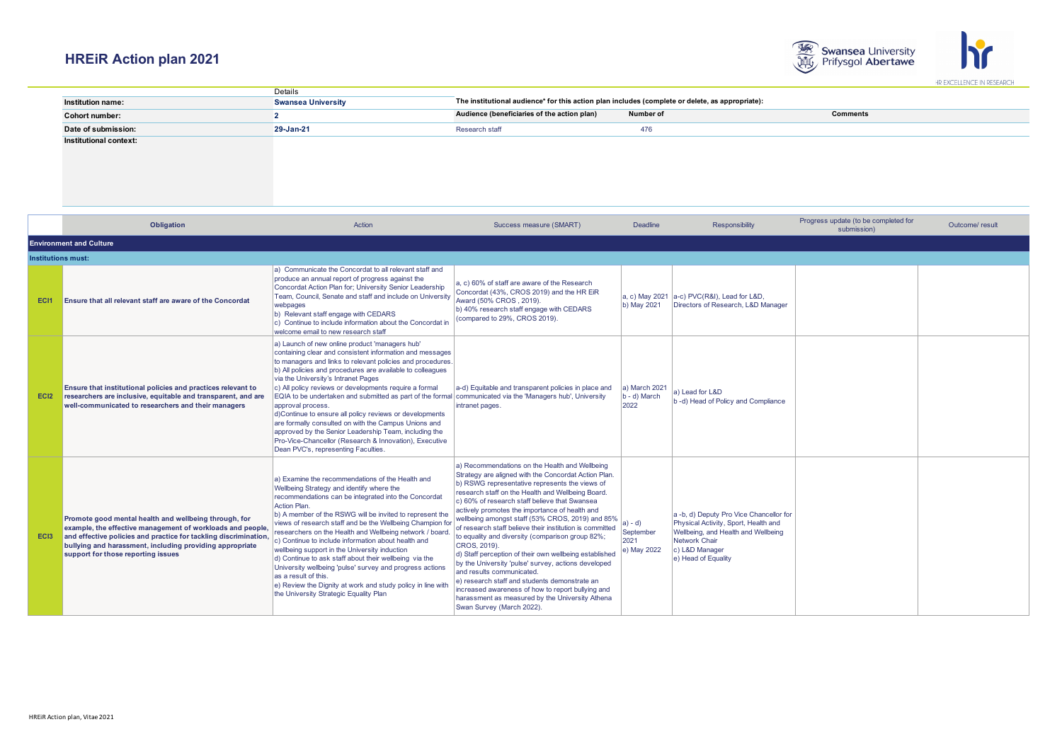# HREiR Action plan 2021

| | Details |
|---|---|
| **Institution name:** | **Swansea University** |
| **Cohort number:** | **2** |
| **Date of submission:** | **29-Jan-21** |
| **Institutional context:** | |

**The institutional audience* for this action plan includes (complete or delete, as appropriate):**

| Audience (beneficiaries of the action plan) | Number of | Comments |
|---|---|---|
| Research staff | 476 | |

| | Obligation | Action | Success measure (SMART) | Deadline | Responsibility | Progress update (to be completed for submission) | Outcome/ result |
|---|---|---|---|---|---|---|---|
| **Environment and Culture** | | | | | | | |
| **Institutions must:** | | | | | | | |
| **ECI1** | **Ensure that all relevant staff are aware of the Concordat** | a) Communicate the Concordat to all relevant staff and produce an annual report of progress against the Concordat Action Plan for; University Senior Leadership Team, Council, Senate and staff and include on University webpages<br>b) Relevant staff engage with CEDARS<br>c) Continue to include information about the Concordat in welcome email to new research staff | a, c) 60% of staff are aware of the Research Concordat (43%, CROS 2019) and the HR EiR Award (50% CROS , 2019).<br>b) 40% research staff engage with CEDARS (compared to 29%, CROS 2019). | a, c) May 2021<br>b) May 2021 | a-c) PVC(R&I), Lead for L&D, Directors of Research, L&D Manager | | |
| **ECI2** | **Ensure that institutional policies and practices relevant to researchers are inclusive, equitable and transparent, and are well-communicated to researchers and their managers** | a) Launch of new online product 'managers hub' containing clear and consistent information and messages to managers and links to relevant policies and procedures.<br>b) All policies and procedures are available to colleagues via the University's Intranet Pages<br>c) All policy reviews or developments require a formal EQIA to be undertaken and submitted as part of the formal approval process.<br>d)Continue to ensure all policy reviews or developments are formally consulted on with the Campus Unions and approved by the Senior Leadership Team, including the Pro-Vice-Chancellor (Research & Innovation), Executive Dean PVC's, representing Faculties. | a-d) Equitable and transparent policies in place and communicated via the 'Managers hub', University intranet pages. | a) March 2021<br>b - d) March 2022 | a) Lead for L&D<br>b -d) Head of Policy and Compliance | | |
| **ECI3** | **Promote good mental health and wellbeing through, for example, the effective management of workloads and people, and effective policies and practice for tackling discrimination, bullying and harassment, including providing appropriate support for those reporting issues** | a) Examine the recommendations of the Health and Wellbeing Strategy and identify where the recommendations can be integrated into the Concordat Action Plan.<br>b) A member of the RSWG will be invited to represent the views of research staff and be the Wellbeing Champion for researchers on the Health and Wellbeing network / board.<br>c) Continue to include information about health and wellbeing support in the University induction<br>d) Continue to ask staff about their wellbeing via the University wellbeing 'pulse' survey and progress actions as a result of this.<br>e) Review the Dignity at work and study policy in line with the University Strategic Equality Plan | a) Recommendations on the Health and Wellbeing Strategy are aligned with the Concordat Action Plan.<br>b) RSWG representative represents the views of research staff on the Health and Wellbeing Board.<br>c) 60% of research staff believe that Swansea actively promotes the importance of health and wellbeing amongst staff (53% CROS, 2019) and 85% of research staff believe their institution is committed to equality and diversity (comparison group 82%; CROS, 2019).<br>d) Staff perception of their own wellbeing established by the University 'pulse' survey, actions developed and results communicated.<br>e) research staff and students demonstrate an increased awareness of how to report bullying and harassment as measured by the University Athena Swan Survey (March 2022). | a) - d) September 2021<br>e) May 2022 | a -b, d) Deputy Pro Vice Chancellor for Physical Activity, Sport, Health and Wellbeing, and Health and Wellbeing Network Chair<br>c) L&D Manager<br>e) Head of Equality | | |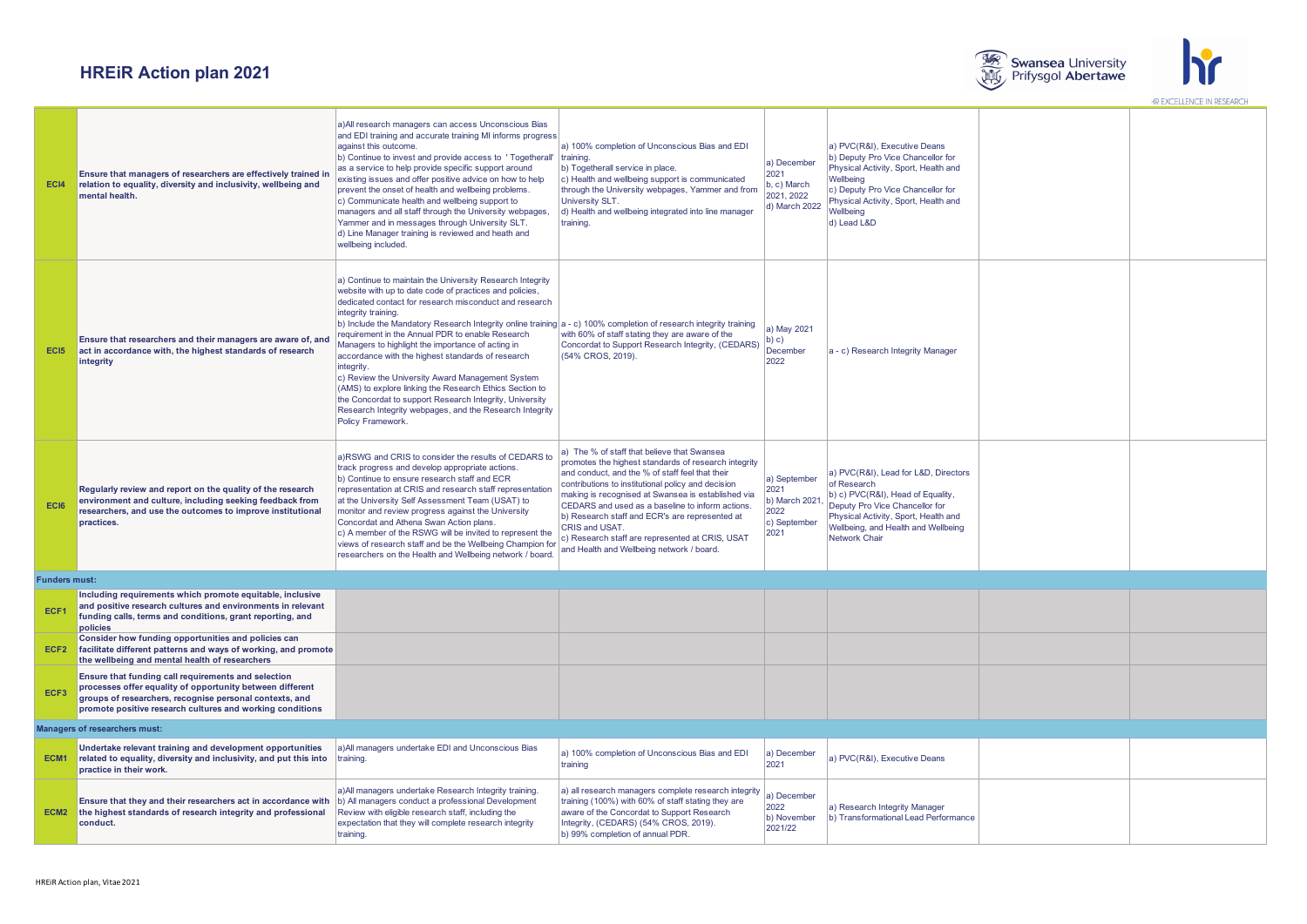# HREiR Action plan 2021

| | | | | | | | |
|---|---|---|---|---|---|---|---|
| **ECI4** | **Ensure that managers of researchers are effectively trained in relation to equality, diversity and inclusivity, wellbeing and mental health.** | a)All research managers can access Unconscious Bias and EDI training and accurate training MI informs progress against this outcome.<br>b) Continue to invest and provide access to ' Togetherall' as a service to help provide specific support around existing issues and offer positive advice on how to help prevent the onset of health and wellbeing problems.<br>c) Communicate health and wellbeing support to managers and all staff through the University webpages, Yammer and in messages through University SLT.<br>d) Line Manager training is reviewed and heath and wellbeing included. | a) 100% completion of Unconscious Bias and EDI training.<br>b) Togetherall service in place.<br>c) Health and wellbeing support is communicated through the University webpages, Yammer and from University SLT.<br>d) Health and wellbeing integrated into line manager training. | a) December 2021<br>b, c) March 2021, 2022<br>d) March 2022 | a) PVC(R&I), Executive Deans<br>b) Deputy Pro Vice Chancellor for Physical Activity, Sport, Health and Wellbeing<br>c) Deputy Pro Vice Chancellor for Physical Activity, Sport, Health and Wellbeing<br>d) Lead L&D | | |
| **ECI5** | **Ensure that researchers and their managers are aware of, and act in accordance with, the highest standards of research integrity** | a) Continue to maintain the University Research Integrity website with up to date code of practices and policies, dedicated contact for research misconduct and research integrity training.<br>b) Include the Mandatory Research Integrity online training requirement in the Annual PDR to enable Research Managers to highlight the importance of acting in accordance with the highest standards of research integrity.<br>c) Review the University Award Management System (AMS) to explore linking the Research Ethics Section to the Concordat to support Research Integrity, University Research Integrity webpages, and the Research Integrity Policy Framework. | a - c) 100% completion of research integrity training with 60% of staff stating they are aware of the Concordat to Support Research Integrity, (CEDARS) (54% CROS, 2019). | a) May 2021<br>b) c) December 2022 | a - c) Research Integrity Manager | | |
| **ECI6** | **Regularly review and report on the quality of the research environment and culture, including seeking feedback from researchers, and use the outcomes to improve institutional practices.** | a)RSWG and CRIS to consider the results of CEDARS to track progress and develop appropriate actions.<br>b) Continue to ensure research staff and ECR representation at CRIS and research staff representation at the University Self Assessment Team (USAT) to monitor and review progress against the University Concordat and Athena Swan Action plans.<br>c) A member of the RSWG will be invited to represent the views of research staff and be the Wellbeing Champion for researchers on the Health and Wellbeing network / board. | a) The % of staff that believe that Swansea promotes the highest standards of research integrity and conduct, and the % of staff feel that their contributions to institutional policy and decision making is recognised at Swansea is established via CEDARS and used as a baseline to inform actions.<br>b) Research staff and ECR's are represented at CRIS and USAT.<br>c) Research staff are represented at CRIS, USAT and Health and Wellbeing network / board. | a) September 2021<br>b) March 2021, 2022<br>c) September 2021 | a) PVC(R&I), Lead for L&D, Directors of Research<br>b) c) PVC(R&I), Head of Equality, Deputy Pro Vice Chancellor for Physical Activity, Sport, Health and Wellbeing, and Health and Wellbeing Network Chair | | |
| **Funders must:** | | | | | | | |
| **ECF1** | **Including requirements which promote equitable, inclusive and positive research cultures and environments in relevant funding calls, terms and conditions, grant reporting, and policies** | | | | | | |
| **ECF2** | **Consider how funding opportunities and policies can facilitate different patterns and ways of working, and promote the wellbeing and mental health of researchers** | | | | | | |
| **ECF3** | **Ensure that funding call requirements and selection processes offer equality of opportunity between different groups of researchers, recognise personal contexts, and promote positive research cultures and working conditions** | | | | | | |
| **Managers of researchers must:** | | | | | | | |
| **ECM1** | **Undertake relevant training and development opportunities related to equality, diversity and inclusivity, and put this into practice in their work.** | a)All managers undertake EDI and Unconscious Bias training. | a) 100% completion of Unconscious Bias and EDI training | a) December 2021 | a) PVC(R&I), Executive Deans | | |
| **ECM2** | **Ensure that they and their researchers act in accordance with the highest standards of research integrity and professional conduct.** | a)All managers undertake Research Integrity training.<br>b) All managers conduct a professional Development Review with eligible research staff, including the expectation that they will complete research integrity training. | a) all research managers complete research integrity training (100%) with 60% of staff stating they are aware of the Concordat to Support Research Integrity, (CEDARS) (54% CROS, 2019).<br>b) 99% completion of annual PDR. | a) December 2022<br>b) November 2021/22 | a) Research Integrity Manager<br>b) Transformational Lead Performance | | |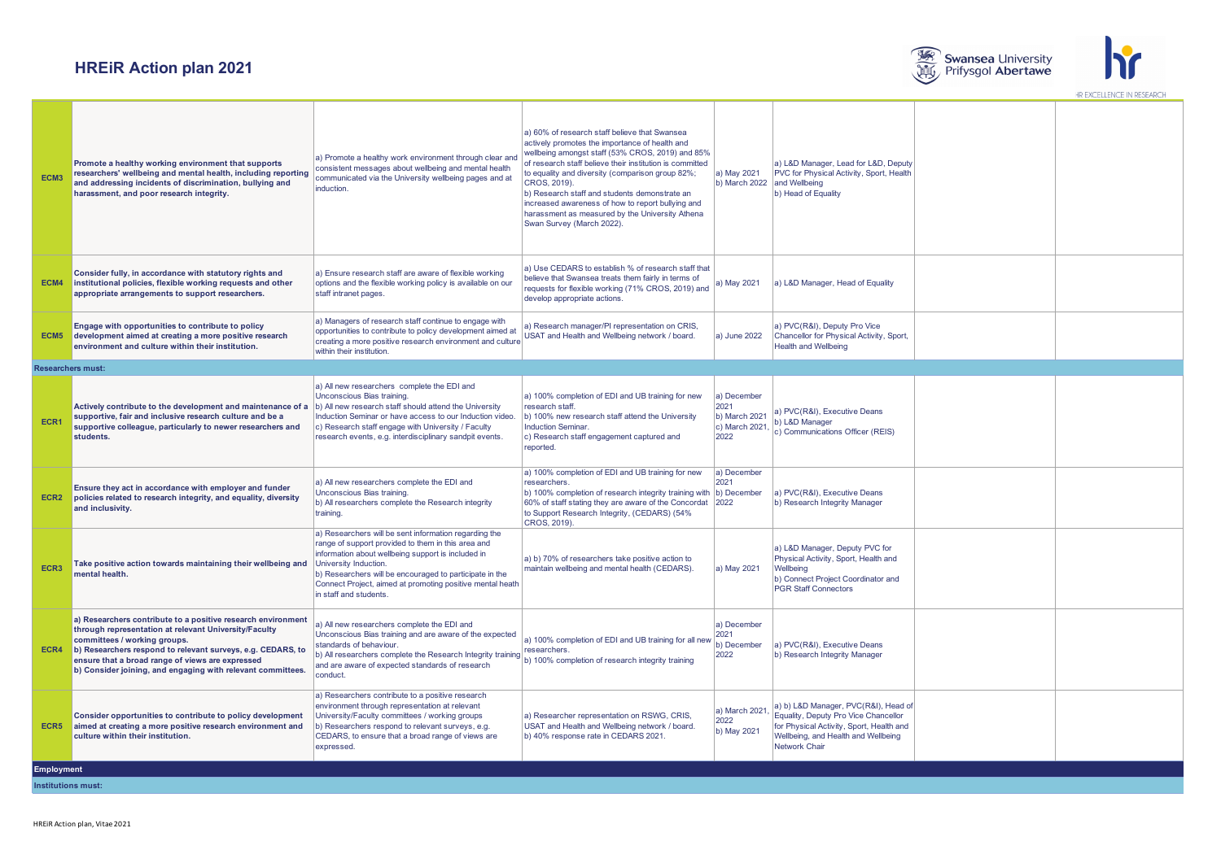# HREiR Action plan 2021

| | | | | | | | |
|---|---|---|---|---|---|---|---|
| **ECM3** | **Promote a healthy working environment that supports researchers' wellbeing and mental health, including reporting and addressing incidents of discrimination, bullying and harassment, and poor research integrity.** | a) Promote a healthy work environment through clear and consistent messages about wellbeing and mental health communicated via the University wellbeing pages and at induction. | a) 60% of research staff believe that Swansea actively promotes the importance of health and wellbeing amongst staff (53% CROS, 2019) and 85% of research staff believe their institution is committed to equality and diversity (comparison group 82%; CROS, 2019).<br>b) Research staff and students demonstrate an increased awareness of how to report bullying and harassment as measured by the University Athena Swan Survey (March 2022). | a) May 2021<br>b) March 2022 | a) L&D Manager, Lead for L&D, Deputy PVC for Physical Activity, Sport, Health and Wellbeing<br>b) Head of Equality | | |
| **ECM4** | **Consider fully, in accordance with statutory rights and institutional policies, flexible working requests and other appropriate arrangements to support researchers.** | a) Ensure research staff are aware of flexible working options and the flexible working policy is available on our staff intranet pages. | a) Use CEDARS to establish % of research staff that believe that Swansea treats them fairly in terms of requests for flexible working (71% CROS, 2019) and develop appropriate actions. | a) May 2021 | a) L&D Manager, Head of Equality | | |
| **ECM5** | **Engage with opportunities to contribute to policy development aimed at creating a more positive research environment and culture within their institution.** | a) Managers of research staff continue to engage with opportunities to contribute to policy development aimed at creating a more positive research environment and culture within their institution. | a) Research manager/PI representation on CRIS, USAT and Health and Wellbeing network / board. | a) June 2022 | a) PVC(R&I), Deputy Pro Vice Chancellor for Physical Activity, Sport, Health and Wellbeing | | |
| **Researchers must:** | | | | | | | |
| **ECR1** | **Actively contribute to the development and maintenance of a supportive, fair and inclusive research culture and be a supportive colleague, particularly to newer researchers and students.** | a) All new researchers complete the EDI and Unconscious Bias training.<br>b) All new research staff should attend the University Induction Seminar or have access to our Induction video.<br>c) Research staff engage with University / Faculty research events, e.g. interdisciplinary sandpit events. | a) 100% completion of EDI and UB training for new research staff.<br>b) 100% new research staff attend the University Induction Seminar.<br>c) Research staff engagement captured and reported. | a) December 2021<br>b) March 2021<br>c) March 2021, 2022 | a) PVC(R&I), Executive Deans<br>b) L&D Manager<br>c) Communications Officer (REIS) | | |
| **ECR2** | **Ensure they act in accordance with employer and funder policies related to research integrity, and equality, diversity and inclusivity.** | a) All new researchers complete the EDI and Unconscious Bias training.<br>b) All researchers complete the Research integrity training. | a) 100% completion of EDI and UB training for new researchers.<br>b) 100% completion of research integrity training with 60% of staff stating they are aware of the Concordat to Support Research Integrity, (CEDARS) (54% CROS, 2019). | a) December 2021<br>b) December 2022 | a) PVC(R&I), Executive Deans<br>b) Research Integrity Manager | | |
| **ECR3** | **Take positive action towards maintaining their wellbeing and mental health.** | a) Researchers will be sent information regarding the range of support provided to them in this area and information about wellbeing support is included in University Induction.<br>b) Researchers will be encouraged to participate in the Connect Project, aimed at promoting positive mental heath in staff and students. | a) b) 70% of researchers take positive action to maintain wellbeing and mental health (CEDARS). | a) May 2021 | a) L&D Manager, Deputy PVC for Physical Activity, Sport, Health and Wellbeing<br>b) Connect Project Coordinator and PGR Staff Connectors | | |
| **ECR4** | **a) Researchers contribute to a positive research environment through representation at relevant University/Faculty committees / working groups.<br>b) Researchers respond to relevant surveys, e.g. CEDARS, to ensure that a broad range of views are expressed<br>b) Consider joining, and engaging with relevant committees.** | a) All new researchers complete the EDI and Unconscious Bias training and are aware of the expected standards of behaviour.<br>b) All researchers complete the Research Integrity training and are aware of expected standards of research conduct. | a) 100% completion of EDI and UB training for all new researchers.<br>b) 100% completion of research integrity training | a) December 2021<br>b) December 2022 | a) PVC(R&I), Executive Deans<br>b) Research Integrity Manager | | |
| **ECR5** | **Consider opportunities to contribute to policy development aimed at creating a more positive research environment and culture within their institution.** | a) Researchers contribute to a positive research environment through representation at relevant University/Faculty committees / working groups<br>b) Researchers respond to relevant surveys, e.g. CEDARS, to ensure that a broad range of views are expressed. | a) Researcher representation on RSWG, CRIS, USAT and Health and Wellbeing network / board.<br>b) 40% response rate in CEDARS 2021. | a) March 2021, 2022<br>b) May 2021 | a) b) L&D Manager, PVC(R&I), Head of Equality, Deputy Pro Vice Chancellor for Physical Activity, Sport, Health and Wellbeing, and Health and Wellbeing Network Chair | | |
| **Employment** | | | | | | | |
| **Institutions must:** | | | | | | | |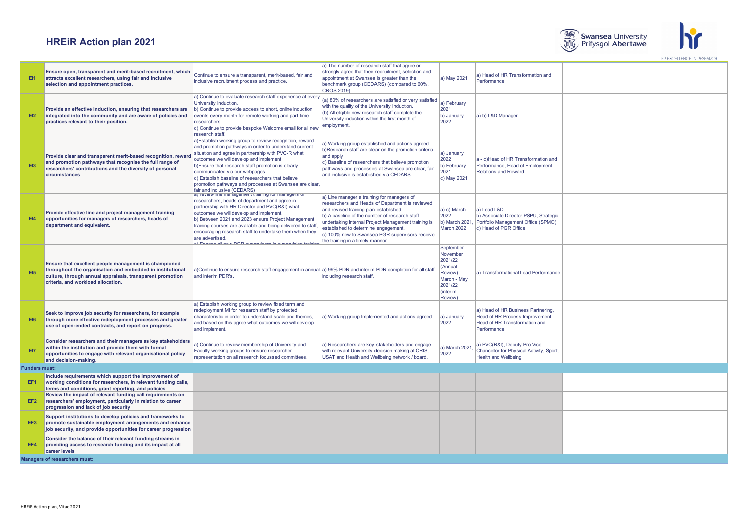# HREiR Action plan 2021

| | | | | | | | |
|---|---|---|---|---|---|---|---|
| EI1 | **Ensure open, transparent and merit-based recruitment, which attracts excellent researchers, using fair and inclusive selection and appointment practices.** | Continue to ensure a transparent, merit-based, fair and inclusive recruitment process and practice. | a) The number of research staff that agree or strongly agree that their recruitment, selection and appointment at Swansea is greater than the benchmark group (CEDARS) (compared to 60%, CROS 2019). | a) May 2021 | a) Head of HR Transformation and Performance | | |
| EI2 | **Provide an effective induction, ensuring that researchers are integrated into the community and are aware of policies and practices relevant to their position.** | a) Continue to evaluate research staff experience at every University Induction.<br>b) Continue to provide access to short, online induction events every month for remote working and part-time researchers.<br>c) Continue to provide bespoke Welcome email for all new research staff. | (a) 80% of researchers are satisfied or very satisfied with the quality of the University Induction.<br>(b) All eligible new research staff complete the University induction within the first month of employment. | a) February 2021<br>b) January 2022 | a) b) L&D Manager | | |
| EI3 | **Provide clear and transparent merit-based recognition, reward and promotion pathways that recognise the full range of researchers' contributions and the diversity of personal circumstances** | a)Establish working group to review recognition, reward and promotion pathways in order to understand current situation and agree in partnership with PVC-R what outcomes we will develop and implement<br>b)Ensure that research staff promotion is clearly communicated via our webpages<br>c) Establish baseline of researchers that believe promotion pathways and processes at Swansea are clear, fair and inclusive (CEDARS) | a) Working group established and actions agreed<br>b)Research staff are clear on the promotion criteria and apply<br>c) Baseline of researchers that believe promotion pathways and processes at Swansea are clear, fair and inclusive is established via CEDARS | a) January 2022<br>b) February 2021<br>c) May 2021 | a - c)Head of HR Transformation and Performance, Head of Employment Relations and Reward | | |
| EI4 | **Provide effective line and project management training opportunities for managers of researchers, heads of department and equivalent.** | a) review line management training for managers of researchers, heads of department and agree in partnership with HR Director and PVC(R&I) what outcomes we will develop and implement.<br>b) Between 2021 and 2023 ensure Project Management training courses are available and being delivered to staff, encouraging research staff to undertake them when they are advertised.<br>c) Engage all new PGR supervisors in supervision training | a) Line manager a training for managers of researchers and Heads of Department is reviewed and revised training plan established.<br>b) A baseline of the number of research staff undertaking internal Project Management training is established to determine engagement.<br>c) 100% new to Swansea PGR supervisors receive the training in a timely manner. | a) c) March 2022<br>b) March 2021, March 2022 | a) Lead L&D<br>b) Associate Director PSPU, Strategic Portfolio Management Office (SPMO)<br>c) Head of PGR Office | | |
| EI5 | **Ensure that excellent people management is championed throughout the organisation and embedded in institutional culture, through annual appraisals, transparent promotion criteria, and workload allocation.** | a)Continue to ensure research staff engagement in annual and interim PDR's. | a) 99% PDR and interim PDR completion for all staff including research staff. | September-November 2021/22 (Annual Review)<br>March - May 2021/22 (interim Review) | a) Transformational Lead Performance | | |
| EI6 | **Seek to improve job security for researchers, for example through more effective redeployment processes and greater use of open-ended contracts, and report on progress.** | a) Establish working group to review fixed term and redeployment MI for research staff by protected characteristic in order to understand scale and themes, and based on this agree what outcomes we will develop and implement. | a) Working group Implemented and actions agreed. | a) January 2022 | a) Head of HR Business Partnering, Head of HR Process Improvement, Head of HR Transformation and Performance | | |
| EI7 | **Consider researchers and their managers as key stakeholders within the institution and provide them with formal opportunities to engage with relevant organisational policy and decision-making.** | a) Continue to review membership of University and Faculty working groups to ensure researcher representation on all research focussed committees. | a) Researchers are key stakeholders and engage with relevant University decision making at CRIS, USAT and Health and Wellbeing network / board. | a) March 2021, 2022 | a) PVC(R&I), Deputy Pro Vice Chancellor for Physical Activity, Sport, Health and Wellbeing | | |
| **Funders must:** | | | | | | | |
| EF1 | **Include requirements which support the improvement of working conditions for researchers, in relevant funding calls, terms and conditions, grant reporting, and policies** | | | | | | |
| EF2 | **Review the impact of relevant funding call requirements on researchers' employment, particularly in relation to career progression and lack of job security** | | | | | | |
| EF3 | **Support institutions to develop policies and frameworks to promote sustainable employment arrangements and enhance job security, and provide opportunities for career progression** | | | | | | |
| EF4 | **Consider the balance of their relevant funding streams in providing access to research funding and its impact at all career levels** | | | | | | |
| **Managers of researchers must:** | | | | | | | |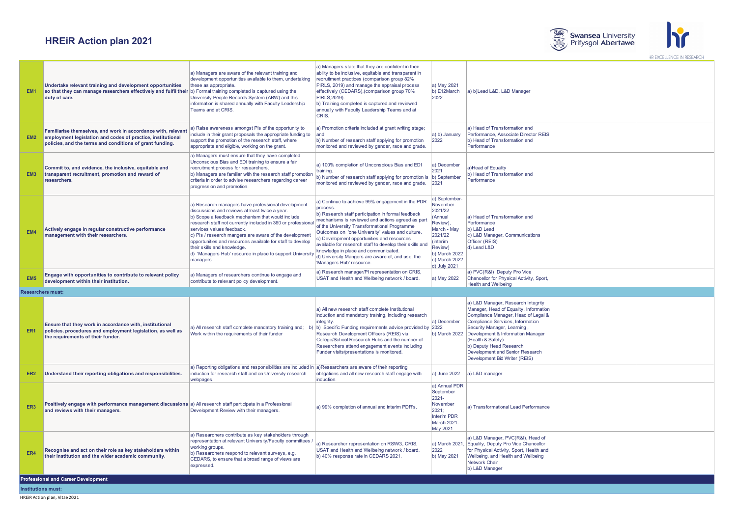# HREiR Action plan 2021

| | | | | | | | |
|---|---|---|---|---|---|---|---|
| **EM1** | **Undertake relevant training and development opportunities so that they can manage researchers effectively and fulfil their duty of care.** | a) Managers are aware of the relevant training and development opportunities available to them, undertaking these as appropriate.<br>b) Formal training completed is captured using the University People Records System (ABW) and this information is shared annually with Faculty Leadership Teams and at CRIS. | a) Managers state that they are confident in their ability to be inclusive, equitable and transparent in recruitment practices (comparison group 82% PIRLS, 2019) and manage the appraisal process effectively (CEDARS),(comparison group 70% PIRLS,2019).<br>b) Training completed is captured and reviewed annually with Faculty Leadership Teams and at CRIS. | a) May 2021<br>b) E12March 2022 | a) b)Lead L&D, L&D Manager | | |
| **EM2** | **Familiarise themselves, and work in accordance with, relevant employment legislation and codes of practice, institutional policies, and the terms and conditions of grant funding.** | a) Raise awareness amongst PIs of the opportunity to include in their grant proposals the appropriate funding to support the promotion of the research staff, where appropriate and eligible, working on the grant. | a) Promotion criteria included at grant writing stage; and<br>b) Number of research staff applying for promotion monitored and reviewed by gender, race and grade. | a) b) January 2022 | a) Head of Transformation and Performance, Associate Director REIS<br>b) Head of Transformation and Performance | | |
| **EM3** | **Commit to, and evidence, the inclusive, equitable and transparent recruitment, promotion and reward of researchers.** | a) Managers must ensure that they have completed Unconscious Bias and EDI training to ensure a fair recruitment process for researchers.<br>b) Managers are familiar with the research staff promotion criteria in order to advise researchers regarding career progression and promotion. | a) 100% completion of Unconscious Bias and EDI training.<br>b) Number of research staff applying for promotion is monitored and reviewed by gender, race and grade. | a) December 2021<br>b) September 2021 | a)Head of Equality<br>b) Head of Transformation and Performance | | |
| **EM4** | **Actively engage in regular constructive performance management with their researchers.** | a) Research managers have professional development discussions and reviews at least twice a year.<br>b) Scope a feedback mechanism that would include research staff not currently included in 360 or professional services values feedback.<br>c) PIs / research managers are aware of the development opportunities and resources available for staff to develop their skills and knowledge.<br>d) 'Managers Hub' resource in place to support University managers. | a) Continue to achieve 99% engagement in the PDR process.<br>b) Research staff participation in formal feedback mechanisms is reviewed and actions agreed as part of the University Transformational Programme Outcomes on 'one University' values and culture.<br>c) Development opportunities and resources available for research staff to develop their skills and knowledge in place and communicated.<br>d) University Mangers are aware of, and use, the 'Managers Hub' resource. | a) September-November 2021/22 (Annual Review), March - May 2021/22 (interim Review)<br>b) March 2022<br>c) March 2022<br>d) July 2021 | a) Head of Transformation and Performance<br>b) L&D Lead<br>c) L&D Manager, Communications Officer (REIS)<br>d) Lead L&D | | |
| **EM5** | **Engage with opportunities to contribute to relevant policy development within their institution.** | a) Managers of researchers continue to engage and contribute to relevant policy development. | a) Research manager/PI representation on CRIS, USAT and Health and Wellbeing network / board. | a) May 2022 | a) PVC(R&I) Deputy Pro Vice Chancellor for Physical Activity, Sport, Health and Wellbeing | | |
| **Researchers must:** | | | | | | | |
| **ER1** | **Ensure that they work in accordance with, institutional policies, procedures and employment legislation, as well as the requirements of their funder.** | a) All research staff complete mandatory training and; b) Work within the requirements of their funder | a) All new research staff complete Institutional induction and mandatory training, including research integrity.<br>b) Specific Funding requirements advice provided by Research Development Officers (REIS) via College/School Research Hubs and the number of Researchers attend engagement events including Funder visits/presentations is monitored. | a) December 2022<br>b) March 2022 | a) L&D Manager, Research Integrity Manager, Head of Equality, Information Compliance Manager, Head of Legal & Compliance Services, Information Security Manager, Learning , Development & Information Manager (Health & Safety)<br>b) Deputy Head Research Development and Senior Research Development Bid Writer (REIS) | | |
| **ER2** | **Understand their reporting obligations and responsibilities.** | a) Reporting obligations and responsibilities are included in induction for research staff and on University research webpages. | a)Researchers are aware of their reporting obligations and all new research staff engage with induction. | a) June 2022 | a) L&D manager | | |
| **ER3** | **Positively engage with performance management discussions and reviews with their managers.** | a) All research staff participate in a Professional Development Review with their managers. | a) 99% completion of annual and interim PDR's. | a) Annual PDR September 2021- November 2021;<br>Interim PDR March 2021- May 2021 | a) Transformational Lead Performance | | |
| **ER4** | **Recognise and act on their role as key stakeholders within their institution and the wider academic community.** | a) Researchers contribute as key stakeholders through representation at relevant University/Faculty committees / working groups.<br>b) Researchers respond to relevant surveys, e.g. CEDARS, to ensure that a broad range of views are expressed. | a) Researcher representation on RSWG, CRIS, USAT and Health and Wellbeing network / board.<br>b) 40% response rate in CEDARS 2021. | a) March 2021, 2022<br>b) May 2021 | a) L&D Manager, PVC(R&I), Head of Equality, Deputy Pro Vice Chancellor for Physical Activity, Sport, Health and Wellbeing, and Health and Wellbeing Network Chair<br>b) L&D Manager | | |
| **Professional and Career Development** | | | | | | | |
| **Institutions must:** | | | | | | | |

HREiR Action plan, Vitae 2021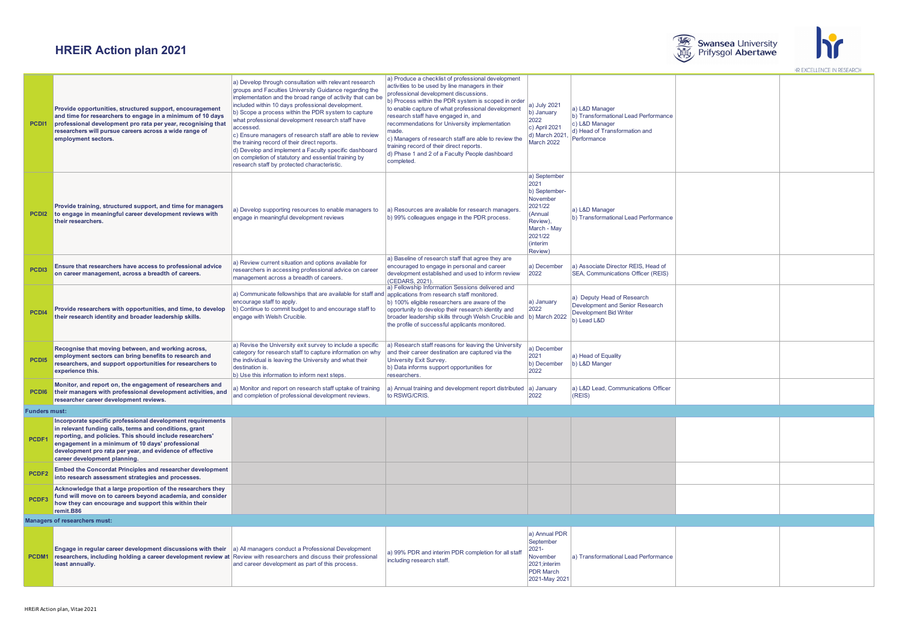# HREiR Action plan 2021

| | | | | | | | |
|---|---|---|---|---|---|---|---|
| **PCDI1** | **Provide opportunities, structured support, encouragement and time for researchers to engage in a minimum of 10 days professional development pro rata per year, recognising that researchers will pursue careers across a wide range of employment sectors.** | a) Develop through consultation with relevant research groups and Faculties University Guidance regarding the implementation and the broad range of activity that can be included within 10 days professional development. b) Scope a process within the PDR system to capture what professional development research staff have accessed. c) Ensure managers of research staff are able to review the training record of their direct reports. d) Develop and implement a Faculty specific dashboard on completion of statutory and essential training by research staff by protected characteristic. | a) Produce a checklist of professional development activities to be used by line managers in their professional development discussions. b) Process within the PDR system is scoped in order to enable capture of what professional development research staff have engaged in, and recommendations for University implementation made. c) Managers of research staff are able to review the training record of their direct reports. d) Phase 1 and 2 of a Faculty People dashboard completed. | a) July 2021 b) January 2022 c) April 2021 d) March 2021, March 2022 | a) L&D Manager b) Transformational Lead Performance c) L&D Manager d) Head of Transformation and Performance | | |
| **PCDI2** | **Provide training, structured support, and time for managers to engage in meaningful career development reviews with their researchers.** | a) Develop supporting resources to enable managers to engage in meaningful development reviews | a) Resources are available for research managers. b) 99% colleagues engage in the PDR process. | a) September 2021 b) September-November 2021/22 (Annual Review), March - May 2021/22 (interim Review) | a) L&D Manager b) Transformational Lead Performance | | |
| **PCDI3** | **Ensure that researchers have access to professional advice on career management, across a breadth of careers.** | a) Review current situation and options available for researchers in accessing professional advice on career management across a breadth of careers. | a) Baseline of research staff that agree they are encouraged to engage in personal and career development established and used to inform review (CEDARS, 2021). | a) December 2022 | a) Associate Director REIS, Head of SEA, Communications Officer (REIS) | | |
| **PCDI4** | **Provide researchers with opportunities, and time, to develop their research identity and broader leadership skills.** | a) Communicate fellowships that are available for staff and encourage staff to apply. b) Continue to commit budget to and encourage staff to engage with Welsh Crucible. | a) Fellowship Information Sessions delivered and applications from research staff monitored. b) 100% eligible researchers are aware of the opportunity to develop their research identity and broader leadership skills through Welsh Crucible and the profile of successful applicants monitored. | a) January 2022 b) March 2022 | a) Deputy Head of Research Development and Senior Research Development Bid Writer b) Lead L&D | | |
| **PCDI5** | **Recognise that moving between, and working across, employment sectors can bring benefits to research and researchers, and support opportunities for researchers to experience this.** | a) Revise the University exit survey to include a specific category for research staff to capture information on why the individual is leaving the University and what their destination is. b) Use this information to inform next steps. | a) Research staff reasons for leaving the University and their career destination are captured via the University Exit Survey. b) Data informs support opportunities for researchers. | a) December 2021 b) December 2022 | a) Head of Equality b) L&D Manger | | |
| **PCDI6** | **Monitor, and report on, the engagement of researchers and their managers with professional development activities, and researcher career development reviews.** | a) Monitor and report on research staff uptake of training and completion of professional development reviews. | a) Annual training and development report distributed to RSWG/CRIS. | a) January 2022 | a) L&D Lead, Communications Officer (REIS) | | |
| **Funders must:** | | | | | | | |
| **PCDF1** | **Incorporate specific professional development requirements in relevant funding calls, terms and conditions, grant reporting, and policies. This should include researchers' engagement in a minimum of 10 days' professional development pro rata per year, and evidence of effective career development planning.** | | | | | | |
| **PCDF2** | **Embed the Concordat Principles and researcher development into research assessment strategies and processes.** | | | | | | |
| **PCDF3** | **Acknowledge that a large proportion of the researchers they fund will move on to careers beyond academia, and consider how they can encourage and support this within their remit.B86** | | | | | | |
| **Managers of researchers must:** | | | | | | | |
| **PCDM1** | **Engage in regular career development discussions with their researchers, including holding a career development review at least annually.** | a) All managers conduct a Professional Development Review with researchers and discuss their professional and career development as part of this process. | a) 99% PDR and interim PDR completion for all staff including research staff. | a) Annual PDR September 2021-November 2021;interim PDR March 2021-May 2021 | a) Transformational Lead Performance | | |

HREiR Action plan, Vitae 2021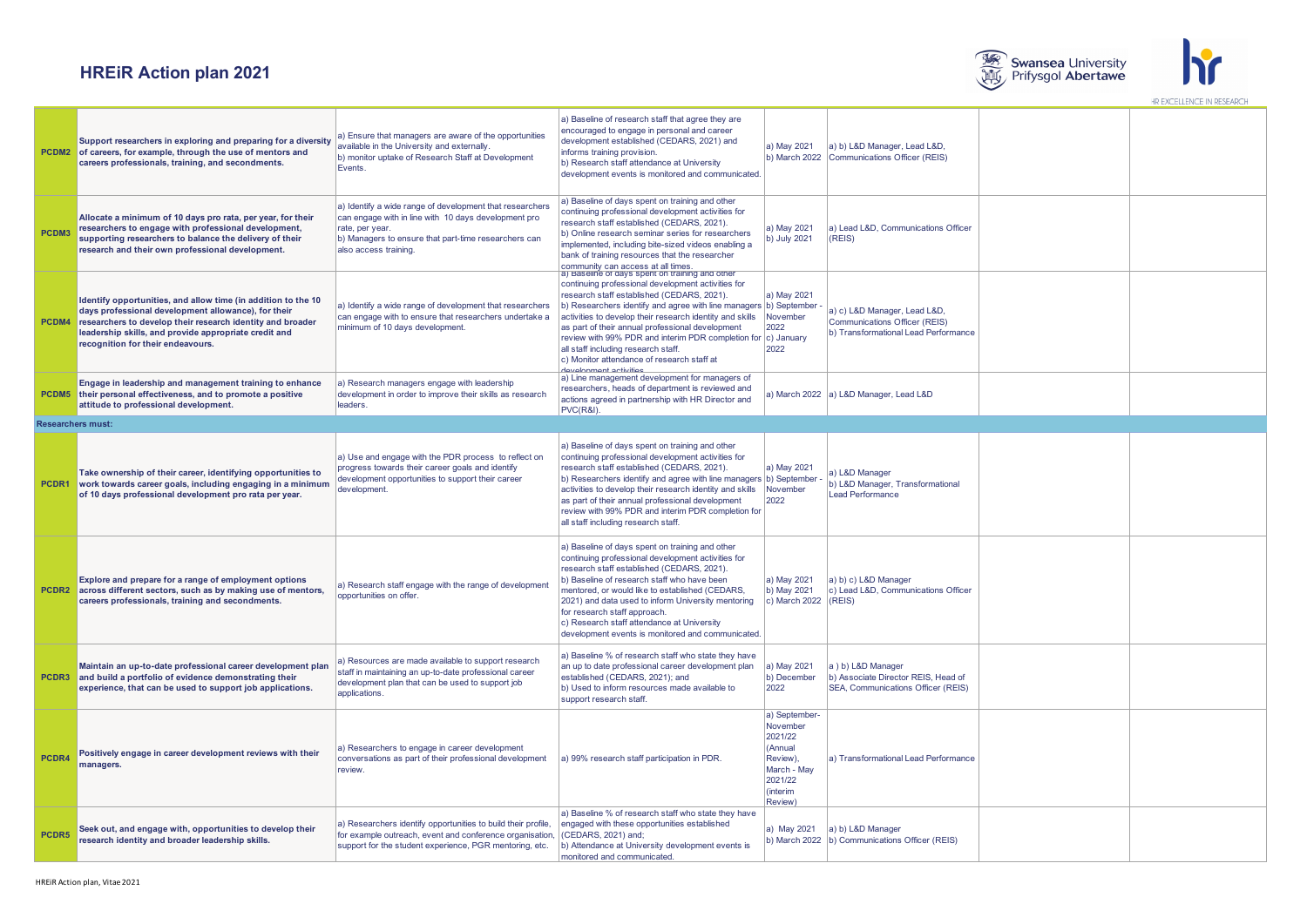# HREiR Action plan 2021

| | | | | | | | |
|---|---|---|---|---|---|---|---|
| PCDM2 | **Support researchers in exploring and preparing for a diversity of careers, for example, through the use of mentors and careers professionals, training, and secondments.** | a) Ensure that managers are aware of the opportunities available in the University and externally.<br>b) monitor uptake of Research Staff at Development Events. | a) Baseline of research staff that agree they are encouraged to engage in personal and career development established (CEDARS, 2021) and informs training provision.<br>b) Research staff attendance at University development events is monitored and communicated. | a) May 2021<br>b) March 2022 | a) b) L&D Manager, Lead L&D, Communications Officer (REIS) | | |
| PCDM3 | **Allocate a minimum of 10 days pro rata, per year, for their researchers to engage with professional development, supporting researchers to balance the delivery of their research and their own professional development.** | a) Identify a wide range of development that researchers can engage with in line with 10 days development pro rate, per year.<br>b) Managers to ensure that part-time researchers can also access training. | a) Baseline of days spent on training and other continuing professional development activities for research staff established (CEDARS, 2021).<br>b) Online research seminar series for researchers implemented, including bite-sized videos enabling a bank of training resources that the researcher community can access at all times. | a) May 2021<br>b) July 2021 | a) Lead L&D, Communications Officer (REIS) | | |
| PCDM4 | **Identify opportunities, and allow time (in addition to the 10 days professional development allowance), for their researchers to develop their research identity and broader leadership skills, and provide appropriate credit and recognition for their endeavours.** | a) Identify a wide range of development that researchers can engage with to ensure that researchers undertake a minimum of 10 days development. | a) Baseline of days spent on training and other continuing professional development activities for research staff established (CEDARS, 2021).<br>b) Researchers identify and agree with line managers activities to develop their research identity and skills as part of their annual professional development review with 99% PDR and interim PDR completion for all staff including research staff.<br>c) Monitor attendance of research staff at development activities. | a) May 2021<br>b) September - November 2022<br>c) January 2022 | a) c) L&D Manager, Lead L&D, Communications Officer (REIS)<br>b) Transformational Lead Performance | | |
| PCDM5 | **Engage in leadership and management training to enhance their personal effectiveness, and to promote a positive attitude to professional development.** | a) Research managers engage with leadership development in order to improve their skills as research leaders. | a) Line management development for managers of researchers, heads of department is reviewed and actions agreed in partnership with HR Director and PVC(R&I). | a) March 2022 | a) L&D Manager, Lead L&D | | |
| **Researchers must:** | | | | | | | |
| PCDR1 | **Take ownership of their career, identifying opportunities to work towards career goals, including engaging in a minimum of 10 days professional development pro rata per year.** | a) Use and engage with the PDR process to reflect on progress towards their career goals and identify development opportunities to support their career development. | a) Baseline of days spent on training and other continuing professional development activities for research staff established (CEDARS, 2021).<br>b) Researchers identify and agree with line managers activities to develop their research identity and skills as part of their annual professional development review with 99% PDR and interim PDR completion for all staff including research staff. | a) May 2021<br>b) September - November 2022 | a) L&D Manager<br>b) L&D Manager, Transformational Lead Performance | | |
| PCDR2 | **Explore and prepare for a range of employment options across different sectors, such as by making use of mentors, careers professionals, training and secondments.** | a) Research staff engage with the range of development opportunities on offer. | a) Baseline of days spent on training and other continuing professional development activities for research staff established (CEDARS, 2021).<br>b) Baseline of research staff who have been mentored, or would like to established (CEDARS, 2021) and data used to inform University mentoring for research staff approach.<br>c) Research staff attendance at University development events is monitored and communicated. | a) May 2021<br>b) May 2021<br>c) March 2022 | a) b) c) L&D Manager<br>c) Lead L&D, Communications Officer (REIS) | | |
| PCDR3 | **Maintain an up-to-date professional career development plan and build a portfolio of evidence demonstrating their experience, that can be used to support job applications.** | a) Resources are made available to support research staff in maintaining an up-to-date professional career development plan that can be used to support job applications. | a) Baseline % of research staff who state they have an up to date professional career development plan established (CEDARS, 2021); and<br>b) Used to inform resources made available to support research staff. | a) May 2021<br>b) December 2022 | a ) b) L&D Manager<br>b) Associate Director REIS, Head of SEA, Communications Officer (REIS) | | |
| PCDR4 | **Positively engage in career development reviews with their managers.** | a) Researchers to engage in career development conversations as part of their professional development review. | a) 99% research staff participation in PDR. | a) September-November 2021/22 (Annual Review), March - May 2021/22 (interim Review) | a) Transformational Lead Performance | | |
| PCDR5 | **Seek out, and engage with, opportunities to develop their research identity and broader leadership skills.** | a) Researchers identify opportunities to build their profile, for example outreach, event and conference organisation, support for the student experience, PGR mentoring, etc. | a) Baseline % of research staff who state they have engaged with these opportunities established (CEDARS, 2021) and;<br>b) Attendance at University development events is monitored and communicated. | a) May 2021<br>b) March 2022 | a) b) L&D Manager<br>b) Communications Officer (REIS) | | |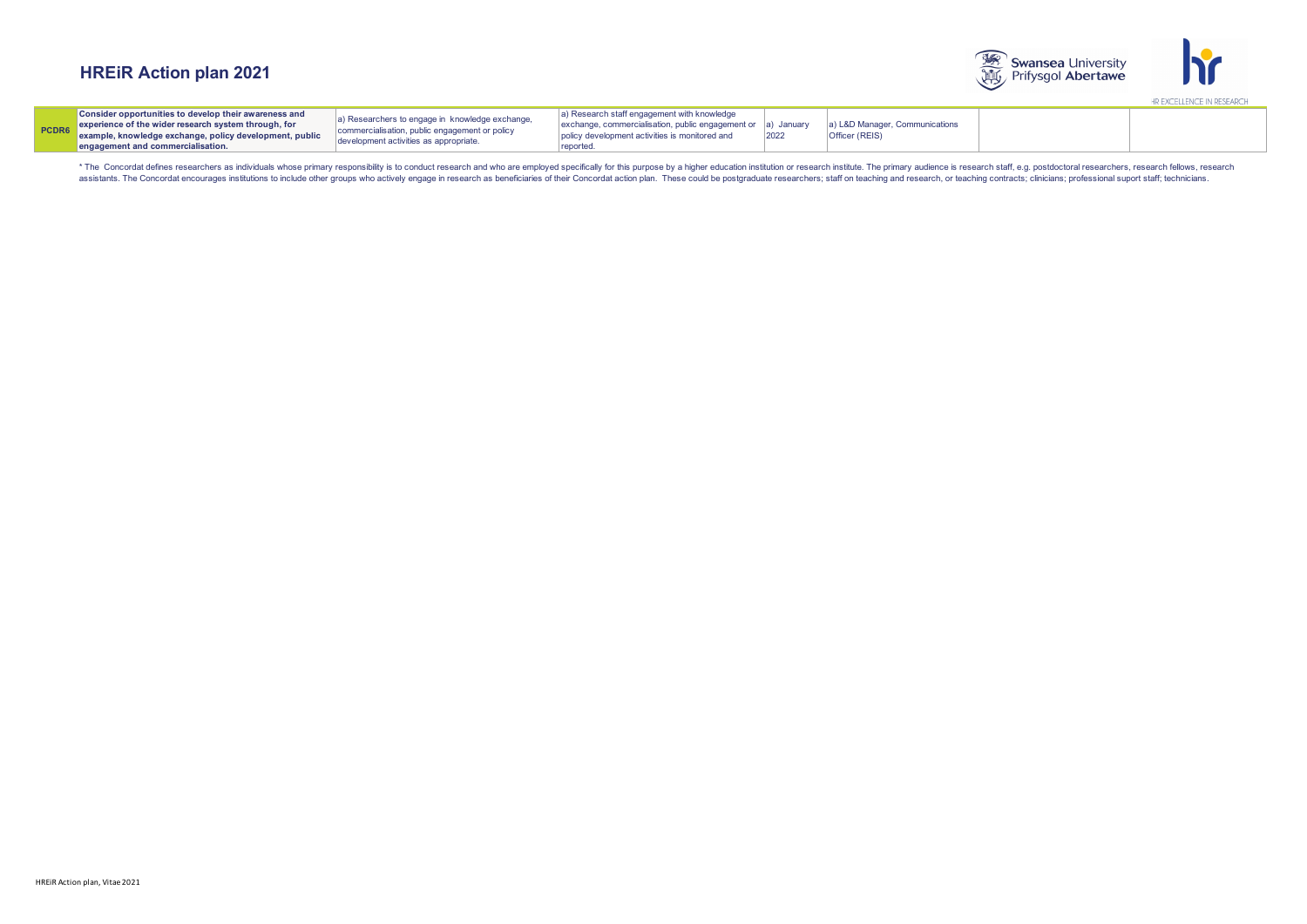# HREiR Action plan 2021

| | | | | | | | |
|---|---|---|---|---|---|---|---|
| **PCDR6** | **Consider opportunities to develop their awareness and experience of the wider research system through, for example, knowledge exchange, policy development, public engagement and commercialisation.** | a) Researchers to engage in knowledge exchange, commercialisation, public engagement or policy development activities as appropriate. | a) Research staff engagement with knowledge exchange, commercialisation, public engagement or policy development activities is monitored and reported. | a) January 2022 | a) L&D Manager, Communications Officer (REIS) | | |

\* The Concordat defines researchers as individuals whose primary responsibility is to conduct research and who are employed specifically for this purpose by a higher education institution or research institute. The primary audience is research staff, e.g. postdoctoral researchers, research fellows, research assistants. The Concordat encourages institutions to include other groups who actively engage in research as beneficiaries of their Concordat action plan. These could be postgraduate researchers; staff on teaching and research, or teaching contracts; clinicians; professional suport staff; technicians.